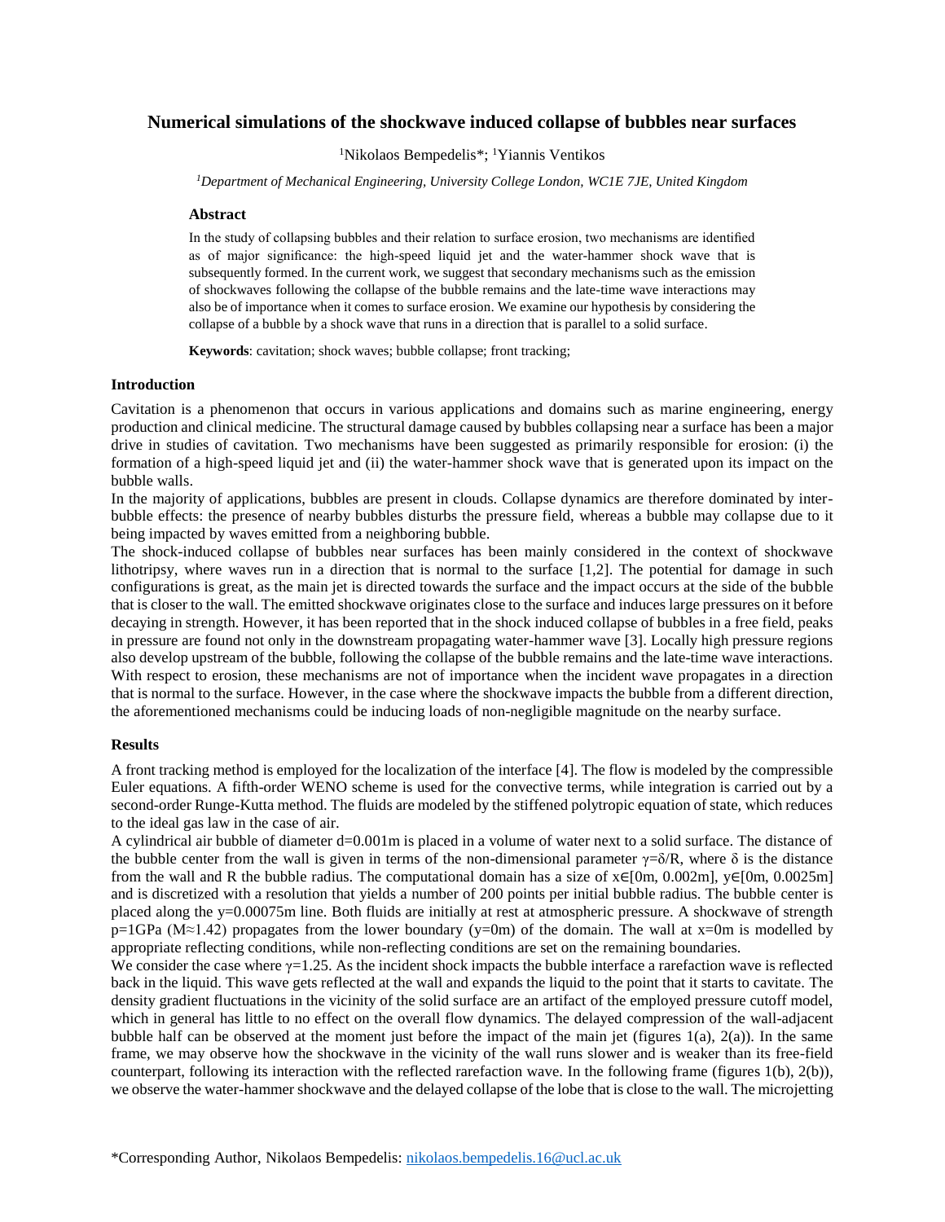# Numerical simulations of the shockwave induced collapse of bubbles near surfaces

[1]Nikolaos Bempedelis*; [1]Yiannis Ventikos

*[1]Department of Mechanical Engineering, University College London, WC1E 7JE, United Kingdom*

## Abstract

In the study of collapsing bubbles and their relation to surface erosion, two mechanisms are identified as of major significance: the high-speed liquid jet and the water-hammer shock wave that is subsequently formed. In the current work, we suggest that secondary mechanisms such as the emission of shockwaves following the collapse of the bubble remains and the late-time wave interactions may also be of importance when it comes to surface erosion. We examine our hypothesis by considering the collapse of a bubble by a shock wave that runs in a direction that is parallel to a solid surface.

**Keywords**: cavitation; shock waves; bubble collapse; front tracking;

## Introduction

Cavitation is a phenomenon that occurs in various applications and domains such as marine engineering, energy production and clinical medicine. The structural damage caused by bubbles collapsing near a surface has been a major drive in studies of cavitation. Two mechanisms have been suggested as primarily responsible for erosion: (i) the formation of a high-speed liquid jet and (ii) the water-hammer shock wave that is generated upon its impact on the bubble walls.

In the majority of applications, bubbles are present in clouds. Collapse dynamics are therefore dominated by inter-bubble effects: the presence of nearby bubbles disturbs the pressure field, whereas a bubble may collapse due to it being impacted by waves emitted from a neighboring bubble.

The shock-induced collapse of bubbles near surfaces has been mainly considered in the context of shockwave lithotripsy, where waves run in a direction that is normal to the surface [1,2]. The potential for damage in such configurations is great, as the main jet is directed towards the surface and the impact occurs at the side of the bubble that is closer to the wall. The emitted shockwave originates close to the surface and induces large pressures on it before decaying in strength. However, it has been reported that in the shock induced collapse of bubbles in a free field, peaks in pressure are found not only in the downstream propagating water-hammer wave [3]. Locally high pressure regions also develop upstream of the bubble, following the collapse of the bubble remains and the late-time wave interactions. With respect to erosion, these mechanisms are not of importance when the incident wave propagates in a direction that is normal to the surface. However, in the case where the shockwave impacts the bubble from a different direction, the aforementioned mechanisms could be inducing loads of non-negligible magnitude on the nearby surface.

## Results

A front tracking method is employed for the localization of the interface [4]. The flow is modeled by the compressible Euler equations. A fifth-order WENO scheme is used for the convective terms, while integration is carried out by a second-order Runge-Kutta method. The fluids are modeled by the stiffened polytropic equation of state, which reduces to the ideal gas law in the case of air.

A cylindrical air bubble of diameter d=0.001m is placed in a volume of water next to a solid surface. The distance of the bubble center from the wall is given in terms of the non-dimensional parameter $\gamma=\delta/R$, where $\delta$ is the distance from the wall and R the bubble radius. The computational domain has a size of $x\in[0\text{m}, 0.002\text{m}]$, $y\in[0\text{m}, 0.0025\text{m}]$ and is discretized with a resolution that yields a number of 200 points per initial bubble radius. The bubble center is placed along the y=0.00075m line. Both fluids are initially at rest at atmospheric pressure. A shockwave of strength p=1GPa ($M\approx1.42$) propagates from the lower boundary (y=0m) of the domain. The wall at x=0m is modelled by appropriate reflecting conditions, while non-reflecting conditions are set on the remaining boundaries.

We consider the case where $\gamma=1.25$. As the incident shock impacts the bubble interface a rarefaction wave is reflected back in the liquid. This wave gets reflected at the wall and expands the liquid to the point that it starts to cavitate. The density gradient fluctuations in the vicinity of the solid surface are an artifact of the employed pressure cutoff model, which in general has little to no effect on the overall flow dynamics. The delayed compression of the wall-adjacent bubble half can be observed at the moment just before the impact of the main jet (figures 1(a), 2(a)). In the same frame, we may observe how the shockwave in the vicinity of the wall runs slower and is weaker than its free-field counterpart, following its interaction with the reflected rarefaction wave. In the following frame (figures 1(b), 2(b)), we observe the water-hammer shockwave and the delayed collapse of the lobe that is close to the wall. The microjetting

*Corresponding Author, Nikolaos Bempedelis: nikolaos.bempedelis.16@ucl.ac.uk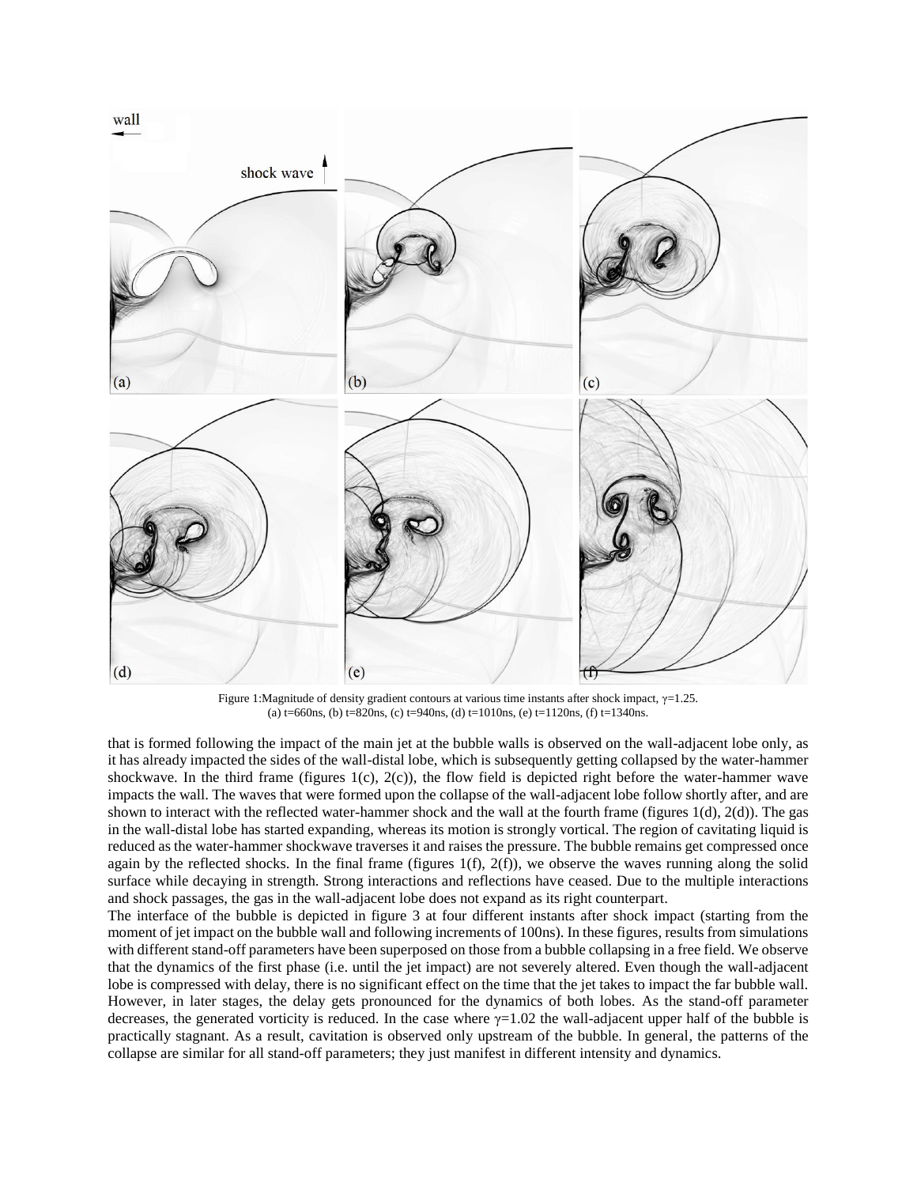Figure 1:Magnitude of density gradient contours at various time instants after shock impact, γ=1.25.
(a) t=660ns, (b) t=820ns, (c) t=940ns, (d) t=1010ns, (e) t=1120ns, (f) t=1340ns.

that is formed following the impact of the main jet at the bubble walls is observed on the wall-adjacent lobe only, as it has already impacted the sides of the wall-distal lobe, which is subsequently getting collapsed by the water-hammer shockwave. In the third frame (figures 1(c), 2(c)), the flow field is depicted right before the water-hammer wave impacts the wall. The waves that were formed upon the collapse of the wall-adjacent lobe follow shortly after, and are shown to interact with the reflected water-hammer shock and the wall at the fourth frame (figures 1(d), 2(d)). The gas in the wall-distal lobe has started expanding, whereas its motion is strongly vortical. The region of cavitating liquid is reduced as the water-hammer shockwave traverses it and raises the pressure. The bubble remains get compressed once again by the reflected shocks. In the final frame (figures 1(f), 2(f)), we observe the waves running along the solid surface while decaying in strength. Strong interactions and reflections have ceased. Due to the multiple interactions and shock passages, the gas in the wall-adjacent lobe does not expand as its right counterpart.

The interface of the bubble is depicted in figure 3 at four different instants after shock impact (starting from the moment of jet impact on the bubble wall and following increments of 100ns). In these figures, results from simulations with different stand-off parameters have been superposed on those from a bubble collapsing in a free field. We observe that the dynamics of the first phase (i.e. until the jet impact) are not severely altered. Even though the wall-adjacent lobe is compressed with delay, there is no significant effect on the time that the jet takes to impact the far bubble wall. However, in later stages, the delay gets pronounced for the dynamics of both lobes. As the stand-off parameter decreases, the generated vorticity is reduced. In the case where γ=1.02 the wall-adjacent upper half of the bubble is practically stagnant. As a result, cavitation is observed only upstream of the bubble. In general, the patterns of the collapse are similar for all stand-off parameters; they just manifest in different intensity and dynamics.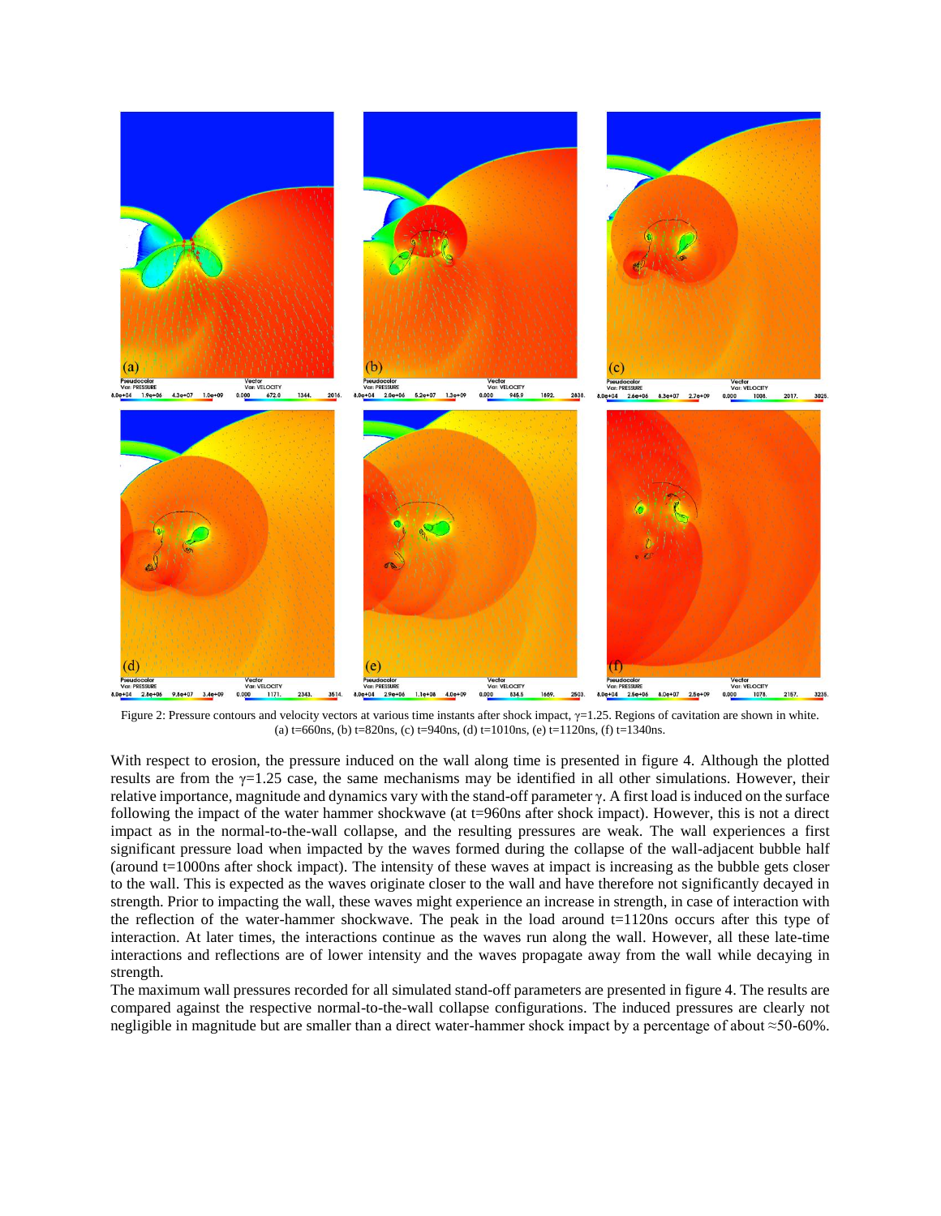Figure 2: Pressure contours and velocity vectors at various time instants after shock impact, $\gamma$=1.25. Regions of cavitation are shown in white. (a) t=660ns, (b) t=820ns, (c) t=940ns, (d) t=1010ns, (e) t=1120ns, (f) t=1340ns.

With respect to erosion, the pressure induced on the wall along time is presented in figure 4. Although the plotted results are from the $\gamma$=1.25 case, the same mechanisms may be identified in all other simulations. However, their relative importance, magnitude and dynamics vary with the stand-off parameter $\gamma$. A first load is induced on the surface following the impact of the water hammer shockwave (at t=960ns after shock impact). However, this is not a direct impact as in the normal-to-the-wall collapse, and the resulting pressures are weak. The wall experiences a first significant pressure load when impacted by the waves formed during the collapse of the wall-adjacent bubble half (around t=1000ns after shock impact). The intensity of these waves at impact is increasing as the bubble gets closer to the wall. This is expected as the waves originate closer to the wall and have therefore not significantly decayed in strength. Prior to impacting the wall, these waves might experience an increase in strength, in case of interaction with the reflection of the water-hammer shockwave. The peak in the load around t=1120ns occurs after this type of interaction. At later times, the interactions continue as the waves run along the wall. However, all these late-time interactions and reflections are of lower intensity and the waves propagate away from the wall while decaying in strength.

The maximum wall pressures recorded for all simulated stand-off parameters are presented in figure 4. The results are compared against the respective normal-to-the-wall collapse configurations. The induced pressures are clearly not negligible in magnitude but are smaller than a direct water-hammer shock impact by a percentage of about ≈50-60%.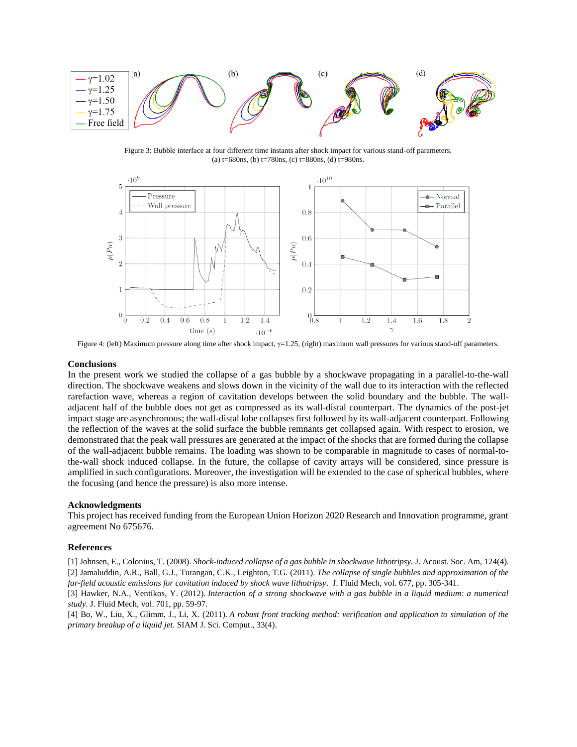— γ=1.02
— γ=1.25
— γ=1.50
— γ=1.75
— Free field

(a) (b) (c) (d)

Figure 3: Bubble interface at four different time instants after shock impact for various stand-off parameters. (a) t=680ns, (b) t=780ns, (c) t=880ns, (d) t=980ns.

$\cdot 10^{9}$

Pressure

Wall pressure

$p(Pa)$

time (s)

$\cdot 10^{-6}$

0, 1, 2, 3, 4, 5

0, 0.2, 0.4, 0.6, 0.8, 1, 1.2, 1.4

$\cdot 10^{10}$

Normal

Parallel

$p(Pa)$

$\gamma$

0, 0.2, 0.4, 0.6, 0.8, 1

0.8, 1, 1.2, 1.4, 1.6, 1.8, 2

Figure 4: (left) Maximum pressure along time after shock impact, γ=1.25, (right) maximum wall pressures for various stand-off parameters.

### Conclusions

In the present work we studied the collapse of a gas bubble by a shockwave propagating in a parallel-to-the-wall direction. The shockwave weakens and slows down in the vicinity of the wall due to its interaction with the reflected rarefaction wave, whereas a region of cavitation develops between the solid boundary and the bubble. The wall-adjacent half of the bubble does not get as compressed as its wall-distal counterpart. The dynamics of the post-jet impact stage are asynchronous; the wall-distal lobe collapses first followed by its wall-adjacent counterpart. Following the reflection of the waves at the solid surface the bubble remnants get collapsed again. With respect to erosion, we demonstrated that the peak wall pressures are generated at the impact of the shocks that are formed during the collapse of the wall-adjacent bubble remains. The loading was shown to be comparable in magnitude to cases of normal-to-the-wall shock induced collapse. In the future, the collapse of cavity arrays will be considered, since pressure is amplified in such configurations. Moreover, the investigation will be extended to the case of spherical bubbles, where the focusing (and hence the pressure) is also more intense.

### Acknowledgments

This project has received funding from the European Union Horizon 2020 Research and Innovation programme, grant agreement No 675676.

### References

[1] Johnsen, E., Colonius, T. (2008). *Shock-induced collapse of a gas bubble in shockwave lithotripsy.* J. Acoust. Soc. Am, 124(4).

[2] Jamaluddin, A.R., Ball, G.J., Turangan, C.K., Leighton, T.G. (2011). *The collapse of single bubbles and approximation of the far-field acoustic emissions for cavitation induced by shock wave lithotripsy*. J. Fluid Mech, vol. 677, pp. 305-341.

[3] Hawker, N.A., Ventikos, Y. (2012). *Interaction of a strong shockwave with a gas bubble in a liquid medium: a numerical study*. J. Fluid Mech, vol. 701, pp. 59-97.

[4] Bo, W., Liu, X., Glimm, J., Li, X. (2011). *A robust front tracking method: verification and application to simulation of the primary breakup of a liquid jet*. SIAM J. Sci. Comput., 33(4).